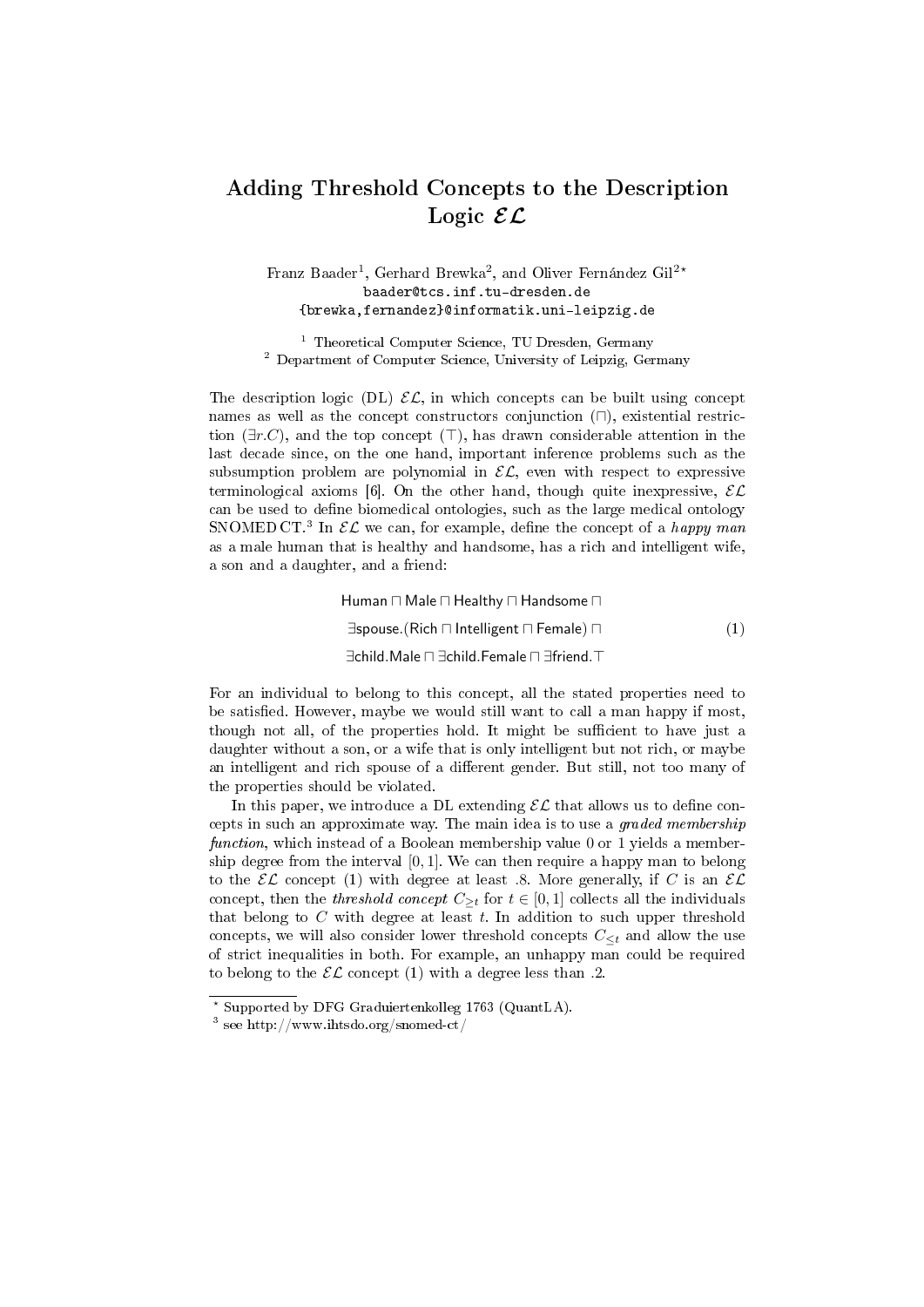# Adding Threshold Concepts to the Description Logic $\mathcal{EL}$

Franz Baader[1], Gerhard Brewka[2], and Oliver Fernández Gil[2*]

baader@tcs.inf.tu-dresden.de

{brewka,fernandez}@informatik.uni-leipzig.de

[1] Theoretical Computer Science, TU Dresden, Germany

[2] Department of Computer Science, University of Leipzig, Germany

The description logic (DL) $\mathcal{EL}$, in which concepts can be built using concept names as well as the concept constructors conjunction ($\sqcap$), existential restriction ($\exists r.C$), and the top concept ($\top$), has drawn considerable attention in the last decade since, on the one hand, important inference problems such as the subsumption problem are polynomial in $\mathcal{EL}$, even with respect to expressive terminological axioms [6]. On the other hand, though quite inexpressive, $\mathcal{EL}$ can be used to define biomedical ontologies, such as the large medical ontology SNOMED CT.[3] In $\mathcal{EL}$ we can, for example, define the concept of a *happy man* as a male human that is healthy and handsome, has a rich and intelligent wife, a son and a daughter, and a friend:

$$\begin{aligned} &\mathsf{Human} \sqcap \mathsf{Male} \sqcap \mathsf{Healthy} \sqcap \mathsf{Handsome} \sqcap \\ &\exists \mathsf{spouse}.(\mathsf{Rich} \sqcap \mathsf{Intelligent} \sqcap \mathsf{Female}) \sqcap \\ &\exists \mathsf{child}.\mathsf{Male} \sqcap \exists \mathsf{child}.\mathsf{Female} \sqcap \exists \mathsf{friend}.\top \end{aligned} \tag{1}$$

For an individual to belong to this concept, all the stated properties need to be satisfied. However, maybe we would still want to call a man happy if most, though not all, of the properties hold. It might be sufficient to have just a daughter without a son, or a wife that is only intelligent but not rich, or maybe an intelligent and rich spouse of a different gender. But still, not too many of the properties should be violated.

In this paper, we introduce a DL extending $\mathcal{EL}$ that allows us to define concepts in such an approximate way. The main idea is to use a *graded membership function*, which instead of a Boolean membership value 0 or 1 yields a membership degree from the interval $[0, 1]$. We can then require a happy man to belong to the $\mathcal{EL}$ concept (1) with degree at least .8. More generally, if $C$ is an $\mathcal{EL}$ concept, then the *threshold concept* $C_{\geq t}$ for $t \in [0, 1]$ collects all the individuals that belong to $C$ with degree at least $t$. In addition to such upper threshold concepts, we will also consider lower threshold concepts $C_{\leq t}$ and allow the use of strict inequalities in both. For example, an unhappy man could be required to belong to the $\mathcal{EL}$ concept (1) with a degree less than .2.

---

[*] Supported by DFG Graduiertenkolleg 1763 (QuantLA).

[3] see http://www.ihtsdo.org/snomed-ct/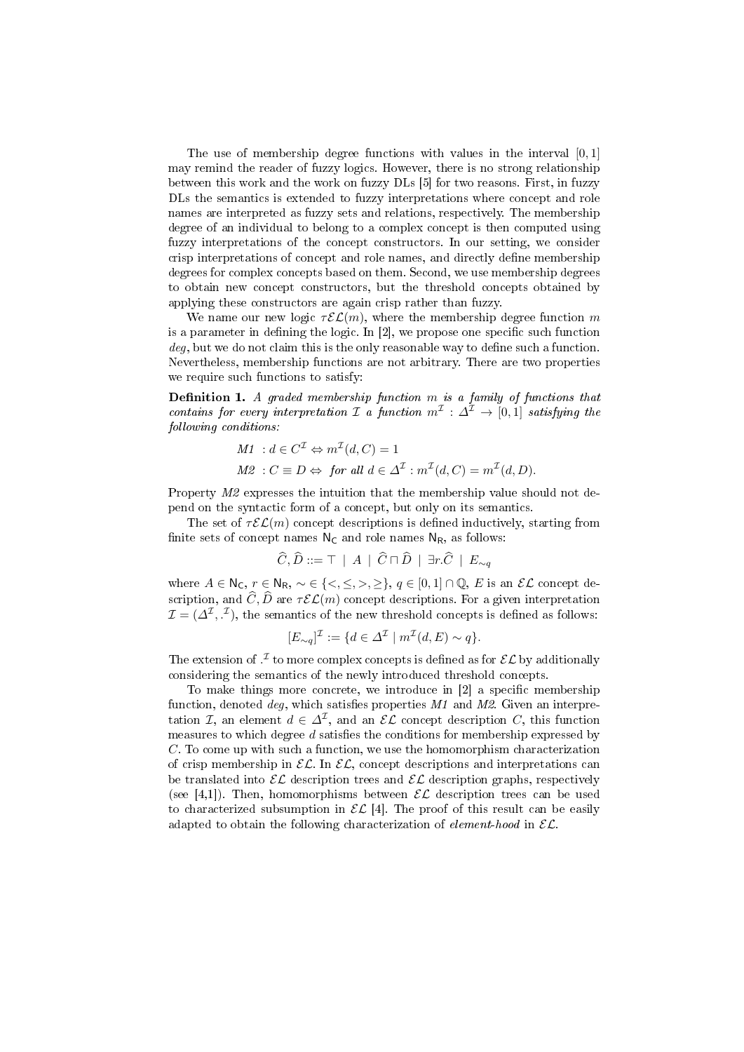The use of membership degree functions with values in the interval $[0, 1]$ may remind the reader of fuzzy logics. However, there is no strong relationship between this work and the work on fuzzy DLs [5] for two reasons. First, in fuzzy DLs the semantics is extended to fuzzy interpretations where concept and role names are interpreted as fuzzy sets and relations, respectively. The membership degree of an individual to belong to a complex concept is then computed using fuzzy interpretations of the concept constructors. In our setting, we consider crisp interpretations of concept and role names, and directly define membership degrees for complex concepts based on them. Second, we use membership degrees to obtain new concept constructors, but the threshold concepts obtained by applying these constructors are again crisp rather than fuzzy.

We name our new logic $\tau\mathcal{EL}(m)$, where the membership degree function $m$ is a parameter in defining the logic. In [2], we propose one specific such function $deg$, but we do not claim this is the only reasonable way to define such a function. Nevertheless, membership functions are not arbitrary. There are two properties we require such functions to satisfy:

**Definition 1.** *A graded membership function $m$ is a family of functions that contains for every interpretation $\mathcal{I}$ a function $m^{\mathcal{I}} : \Delta^{\mathcal{I}} \to [0, 1]$ satisfying the following conditions:*

$$M1 \;: d \in C^{\mathcal{I}} \Leftrightarrow m^{\mathcal{I}}(d, C) = 1$$

$$M2 \;: C \equiv D \Leftrightarrow \textit{ for all } d \in \Delta^{\mathcal{I}} : m^{\mathcal{I}}(d, C) = m^{\mathcal{I}}(d, D).$$

Property *M2* expresses the intuition that the membership value should not depend on the syntactic form of a concept, but only on its semantics.

The set of $\tau\mathcal{EL}(m)$ concept descriptions is defined inductively, starting from finite sets of concept names $\mathsf{N_C}$ and role names $\mathsf{N_R}$, as follows:

$$\widehat{C}, \widehat{D} ::= \top \mid A \mid \widehat{C} \sqcap \widehat{D} \mid \exists r.\widehat{C} \mid E_{\sim q}$$

where $A \in \mathsf{N_C}$, $r \in \mathsf{N_R}$, $\sim \in \{<, \leq, >, \geq\}$, $q \in [0, 1] \cap \mathbb{Q}$, $E$ is an $\mathcal{EL}$ concept description, and $\widehat{C}, \widehat{D}$ are $\tau\mathcal{EL}(m)$ concept descriptions. For a given interpretation $\mathcal{I} = (\Delta^{\mathcal{I}}, \cdot^{\mathcal{I}})$, the semantics of the new threshold concepts is defined as follows:

$$[E_{\sim q}]^{\mathcal{I}} := \{d \in \Delta^{\mathcal{I}} \mid m^{\mathcal{I}}(d, E) \sim q\}.$$

The extension of $\cdot^{\mathcal{I}}$ to more complex concepts is defined as for $\mathcal{EL}$ by additionally considering the semantics of the newly introduced threshold concepts.

To make things more concrete, we introduce in [2] a specific membership function, denoted $deg$, which satisfies properties *M1* and *M2*. Given an interpretation $\mathcal{I}$, an element $d \in \Delta^{\mathcal{I}}$, and an $\mathcal{EL}$ concept description $C$, this function measures to which degree $d$ satisfies the conditions for membership expressed by $C$. To come up with such a function, we use the homomorphism characterization of crisp membership in $\mathcal{EL}$. In $\mathcal{EL}$, concept descriptions and interpretations can be translated into $\mathcal{EL}$ description trees and $\mathcal{EL}$ description graphs, respectively (see [4,1]). Then, homomorphisms between $\mathcal{EL}$ description trees can be used to characterized subsumption in $\mathcal{EL}$ [4]. The proof of this result can be easily adapted to obtain the following characterization of *element-hood* in $\mathcal{EL}$.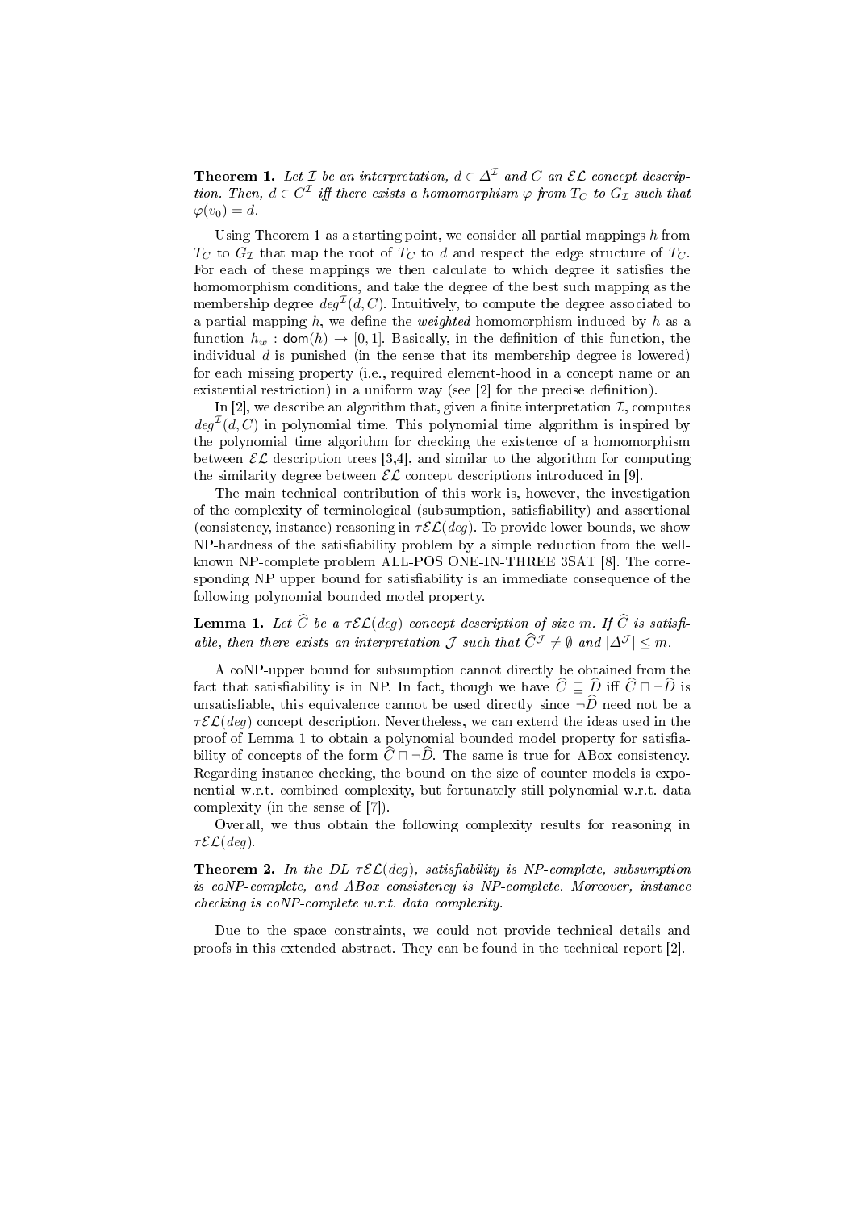**Theorem 1.** *Let $\mathcal{I}$ be an interpretation, $d \in \Delta^{\mathcal{I}}$ and $C$ an $\mathcal{EL}$ concept description. Then, $d \in C^{\mathcal{I}}$ iff there exists a homomorphism $\varphi$ from $T_C$ to $G_{\mathcal{I}}$ such that $\varphi(v_0) = d$.*

Using Theorem 1 as a starting point, we consider all partial mappings $h$ from $T_C$ to $G_{\mathcal{I}}$ that map the root of $T_C$ to $d$ and respect the edge structure of $T_C$. For each of these mappings we then calculate to which degree it satisfies the homomorphism conditions, and take the degree of the best such mapping as the membership degree $deg^{\mathcal{I}}(d, C)$. Intuitively, to compute the degree associated to a partial mapping $h$, we define the *weighted* homomorphism induced by $h$ as a function $h_w : \mathsf{dom}(h) \to [0, 1]$. Basically, in the definition of this function, the individual $d$ is punished (in the sense that its membership degree is lowered) for each missing property (i.e., required element-hood in a concept name or an existential restriction) in a uniform way (see [2] for the precise definition).

In [2], we describe an algorithm that, given a finite interpretation $\mathcal{I}$, computes $deg^{\mathcal{I}}(d, C)$ in polynomial time. This polynomial time algorithm is inspired by the polynomial time algorithm for checking the existence of a homomorphism between $\mathcal{EL}$ description trees [3,4], and similar to the algorithm for computing the similarity degree between $\mathcal{EL}$ concept descriptions introduced in [9].

The main technical contribution of this work is, however, the investigation of the complexity of terminological (subsumption, satisfiability) and assertional (consistency, instance) reasoning in $\tau\mathcal{EL}(deg)$. To provide lower bounds, we show NP-hardness of the satisfiability problem by a simple reduction from the well-known NP-complete problem ALL-POS ONE-IN-THREE 3SAT [8]. The corresponding NP upper bound for satisfiability is an immediate consequence of the following polynomial bounded model property.

**Lemma 1.** *Let $\widehat{C}$ be a $\tau\mathcal{EL}(deg)$ concept description of size $m$. If $\widehat{C}$ is satisfiable, then there exists an interpretation $\mathcal{J}$ such that $\widehat{C}^{\mathcal{J}} \neq \emptyset$ and $|\Delta^{\mathcal{J}}| \leq m$.*

A coNP-upper bound for subsumption cannot directly be obtained from the fact that satisfiability is in NP. In fact, though we have $\widehat{C} \sqsubseteq \widehat{D}$ iff $\widehat{C} \sqcap \neg\widehat{D}$ is unsatisfiable, this equivalence cannot be used directly since $\neg\widehat{D}$ need not be a $\tau\mathcal{EL}(deg)$ concept description. Nevertheless, we can extend the ideas used in the proof of Lemma 1 to obtain a polynomial bounded model property for satisfiability of concepts of the form $\widehat{C} \sqcap \neg\widehat{D}$. The same is true for ABox consistency. Regarding instance checking, the bound on the size of counter models is exponential w.r.t. combined complexity, but fortunately still polynomial w.r.t. data complexity (in the sense of [7]).

Overall, we thus obtain the following complexity results for reasoning in $\tau\mathcal{EL}(deg)$.

**Theorem 2.** *In the DL $\tau\mathcal{EL}(deg)$, satisfiability is NP-complete, subsumption is coNP-complete, and ABox consistency is NP-complete. Moreover, instance checking is coNP-complete w.r.t. data complexity.*

Due to the space constraints, we could not provide technical details and proofs in this extended abstract. They can be found in the technical report [2].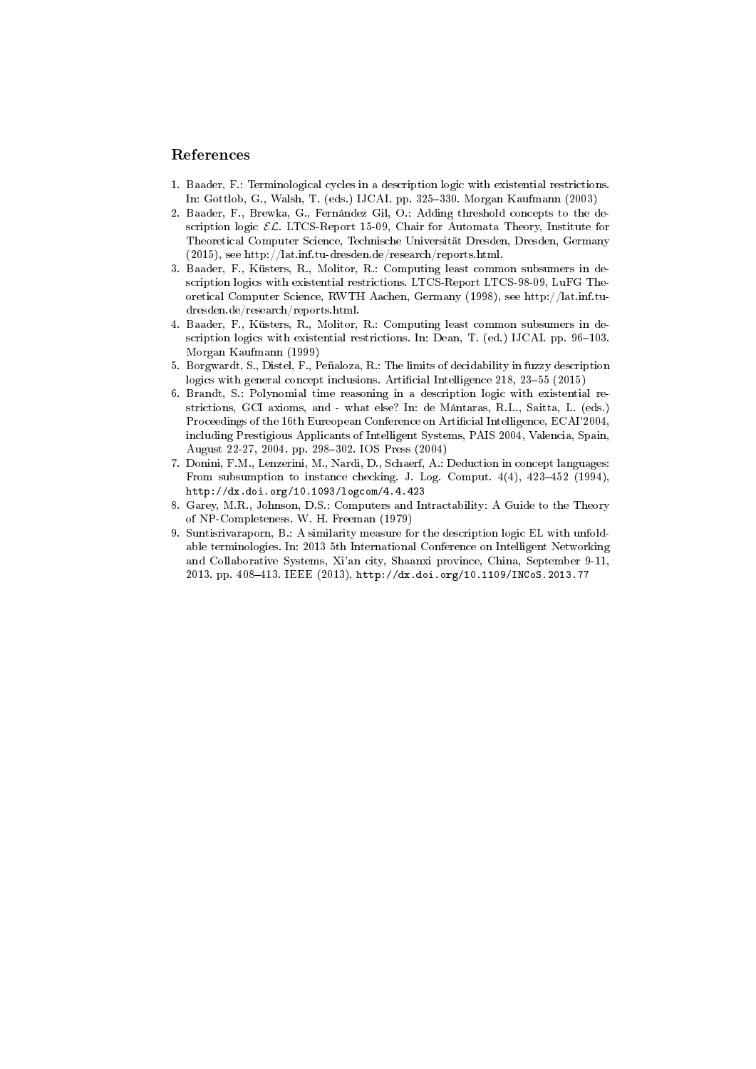## References

1. Baader, F.: Terminological cycles in a description logic with existential restrictions. In: Gottlob, G., Walsh, T. (eds.) IJCAI. pp. 325–330. Morgan Kaufmann (2003)
2. Baader, F., Brewka, G., Fernández Gil, O.: Adding threshold concepts to the description logic $\mathcal{EL}$. LTCS-Report 15-09, Chair for Automata Theory, Institute for Theoretical Computer Science, Technische Universität Dresden, Dresden, Germany (2015), see http://lat.inf.tu-dresden.de/research/reports.html.
3. Baader, F., Küsters, R., Molitor, R.: Computing least common subsumers in description logics with existential restrictions. LTCS-Report LTCS-98-09, LuFG Theoretical Computer Science, RWTH Aachen, Germany (1998), see http://lat.inf.tu-dresden.de/research/reports.html.
4. Baader, F., Küsters, R., Molitor, R.: Computing least common subsumers in description logics with existential restrictions. In: Dean, T. (ed.) IJCAI. pp. 96–103. Morgan Kaufmann (1999)
5. Borgwardt, S., Distel, F., Peñaloza, R.: The limits of decidability in fuzzy description logics with general concept inclusions. Artificial Intelligence 218, 23–55 (2015)
6. Brandt, S.: Polynomial time reasoning in a description logic with existential restrictions, GCI axioms, and - what else? In: de Mántaras, R.L., Saitta, L. (eds.) Proceedings of the 16th Eureopean Conference on Artificial Intelligence, ECAI'2004, including Prestigious Applicants of Intelligent Systems, PAIS 2004, Valencia, Spain, August 22-27, 2004. pp. 298–302. IOS Press (2004)
7. Donini, F.M., Lenzerini, M., Nardi, D., Schaerf, A.: Deduction in concept languages: From subsumption to instance checking. J. Log. Comput. 4(4), 423–452 (1994), `http://dx.doi.org/10.1093/logcom/4.4.423`
8. Garey, M.R., Johnson, D.S.: Computers and Intractability: A Guide to the Theory of NP-Completeness. W. H. Freeman (1979)
9. Suntisrivaraporn, B.: A similarity measure for the description logic EL with unfoldable terminologies. In: 2013 5th International Conference on Intelligent Networking and Collaborative Systems, Xi'an city, Shaanxi province, China, September 9-11, 2013. pp. 408–413. IEEE (2013), `http://dx.doi.org/10.1109/INCoS.2013.77`